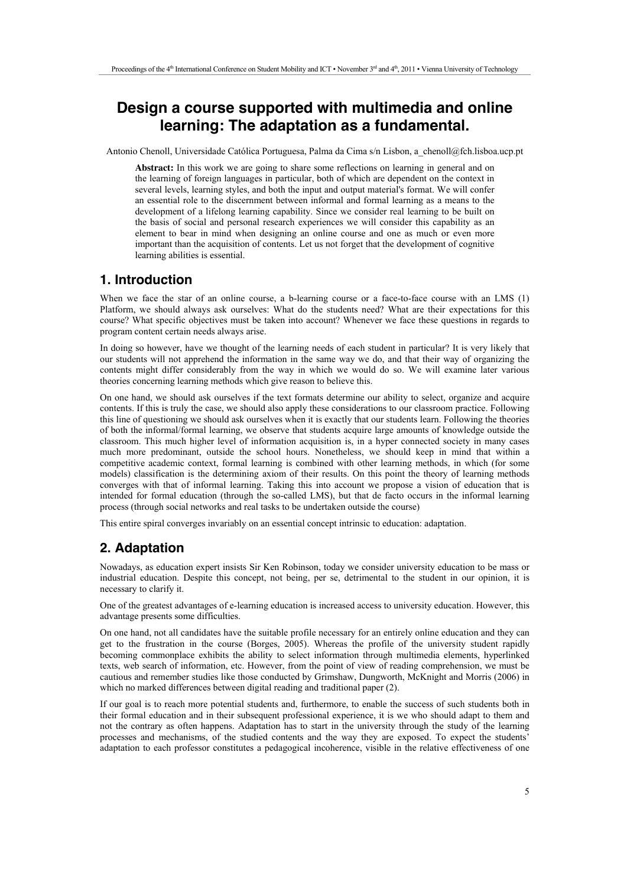# Design a course supported with multimedia and online learning: The adaptation as a fundamental.

Antonio Chenoll, Universidade Católica Portuguesa, Palma da Cima s/n Lisbon, a_chenoll@fch.lisboa.ucp.pt

**Abstract:** In this work we are going to share some reflections on learning in general and on the learning of foreign languages in particular, both of which are dependent on the context in several levels, learning styles, and both the input and output material's format. We will confer an essential role to the discernment between informal and formal learning as a means to the development of a lifelong learning capability. Since we consider real learning to be built on the basis of social and personal research experiences we will consider this capability as an element to bear in mind when designing an online course and one as much or even more important than the acquisition of contents. Let us not forget that the development of cognitive learning abilities is essential.

## 1. Introduction

When we face the star of an online course, a b-learning course or a face-to-face course with an LMS (1) Platform, we should always ask ourselves: What do the students need? What are their expectations for this course? What specific objectives must be taken into account? Whenever we face these questions in regards to program content certain needs always arise.

In doing so however, have we thought of the learning needs of each student in particular? It is very likely that our students will not apprehend the information in the same way we do, and that their way of organizing the contents might differ considerably from the way in which we would do so. We will examine later various theories concerning learning methods which give reason to believe this.

On one hand, we should ask ourselves if the text formats determine our ability to select, organize and acquire contents. If this is truly the case, we should also apply these considerations to our classroom practice. Following this line of questioning we should ask ourselves when it is exactly that our students learn. Following the theories of both the informal/formal learning, we observe that students acquire large amounts of knowledge outside the classroom. This much higher level of information acquisition is, in a hyper connected society in many cases much more predominant, outside the school hours. Nonetheless, we should keep in mind that within a competitive academic context, formal learning is combined with other learning methods, in which (for some models) classification is the determining axiom of their results. On this point the theory of learning methods converges with that of informal learning. Taking this into account we propose a vision of education that is intended for formal education (through the so-called LMS), but that de facto occurs in the informal learning process (through social networks and real tasks to be undertaken outside the course)

This entire spiral converges invariably on an essential concept intrinsic to education: adaptation.

## 2. Adaptation

Nowadays, as education expert insists Sir Ken Robinson, today we consider university education to be mass or industrial education. Despite this concept, not being, per se, detrimental to the student in our opinion, it is necessary to clarify it.

One of the greatest advantages of e-learning education is increased access to university education. However, this advantage presents some difficulties.

On one hand, not all candidates have the suitable profile necessary for an entirely online education and they can get to the frustration in the course (Borges, 2005). Whereas the profile of the university student rapidly becoming commonplace exhibits the ability to select information through multimedia elements, hyperlinked texts, web search of information, etc. However, from the point of view of reading comprehension, we must be cautious and remember studies like those conducted by Grimshaw, Dungworth, McKnight and Morris (2006) in which no marked differences between digital reading and traditional paper (2).

If our goal is to reach more potential students and, furthermore, to enable the success of such students both in their formal education and in their subsequent professional experience, it is we who should adapt to them and not the contrary as often happens. Adaptation has to start in the university through the study of the learning processes and mechanisms, of the studied contents and the way they are exposed. To expect the students' adaptation to each professor constitutes a pedagogical incoherence, visible in the relative effectiveness of one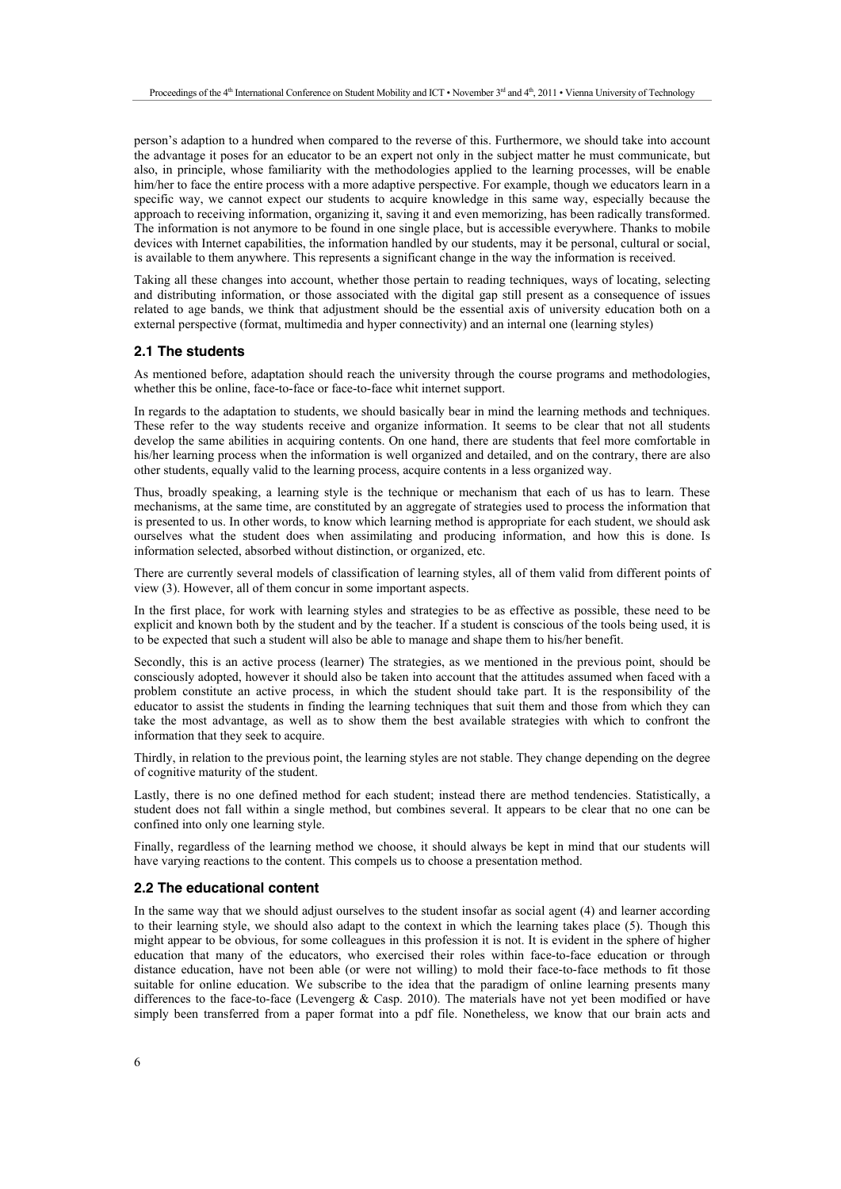person's adaption to a hundred when compared to the reverse of this. Furthermore, we should take into account the advantage it poses for an educator to be an expert not only in the subject matter he must communicate, but also, in principle, whose familiarity with the methodologies applied to the learning processes, will be enable him/her to face the entire process with a more adaptive perspective. For example, though we educators learn in a specific way, we cannot expect our students to acquire knowledge in this same way, especially because the approach to receiving information, organizing it, saving it and even memorizing, has been radically transformed. The information is not anymore to be found in one single place, but is accessible everywhere. Thanks to mobile devices with Internet capabilities, the information handled by our students, may it be personal, cultural or social, is available to them anywhere. This represents a significant change in the way the information is received.

Taking all these changes into account, whether those pertain to reading techniques, ways of locating, selecting and distributing information, or those associated with the digital gap still present as a consequence of issues related to age bands, we think that adjustment should be the essential axis of university education both on a external perspective (format, multimedia and hyper connectivity) and an internal one (learning styles)

### 2.1 The students

As mentioned before, adaptation should reach the university through the course programs and methodologies, whether this be online, face-to-face or face-to-face whit internet support.

In regards to the adaptation to students, we should basically bear in mind the learning methods and techniques. These refer to the way students receive and organize information. It seems to be clear that not all students develop the same abilities in acquiring contents. On one hand, there are students that feel more comfortable in his/her learning process when the information is well organized and detailed, and on the contrary, there are also other students, equally valid to the learning process, acquire contents in a less organized way.

Thus, broadly speaking, a learning style is the technique or mechanism that each of us has to learn. These mechanisms, at the same time, are constituted by an aggregate of strategies used to process the information that is presented to us. In other words, to know which learning method is appropriate for each student, we should ask ourselves what the student does when assimilating and producing information, and how this is done. Is information selected, absorbed without distinction, or organized, etc.

There are currently several models of classification of learning styles, all of them valid from different points of view (3). However, all of them concur in some important aspects.

In the first place, for work with learning styles and strategies to be as effective as possible, these need to be explicit and known both by the student and by the teacher. If a student is conscious of the tools being used, it is to be expected that such a student will also be able to manage and shape them to his/her benefit.

Secondly, this is an active process (learner) The strategies, as we mentioned in the previous point, should be consciously adopted, however it should also be taken into account that the attitudes assumed when faced with a problem constitute an active process, in which the student should take part. It is the responsibility of the educator to assist the students in finding the learning techniques that suit them and those from which they can take the most advantage, as well as to show them the best available strategies with which to confront the information that they seek to acquire.

Thirdly, in relation to the previous point, the learning styles are not stable. They change depending on the degree of cognitive maturity of the student.

Lastly, there is no one defined method for each student; instead there are method tendencies. Statistically, a student does not fall within a single method, but combines several. It appears to be clear that no one can be confined into only one learning style.

Finally, regardless of the learning method we choose, it should always be kept in mind that our students will have varying reactions to the content. This compels us to choose a presentation method.

### 2.2 The educational content

In the same way that we should adjust ourselves to the student insofar as social agent (4) and learner according to their learning style, we should also adapt to the context in which the learning takes place (5). Though this might appear to be obvious, for some colleagues in this profession it is not. It is evident in the sphere of higher education that many of the educators, who exercised their roles within face-to-face education or through distance education, have not been able (or were not willing) to mold their face-to-face methods to fit those suitable for online education. We subscribe to the idea that the paradigm of online learning presents many differences to the face-to-face (Levengerg & Casp. 2010). The materials have not yet been modified or have simply been transferred from a paper format into a pdf file. Nonetheless, we know that our brain acts and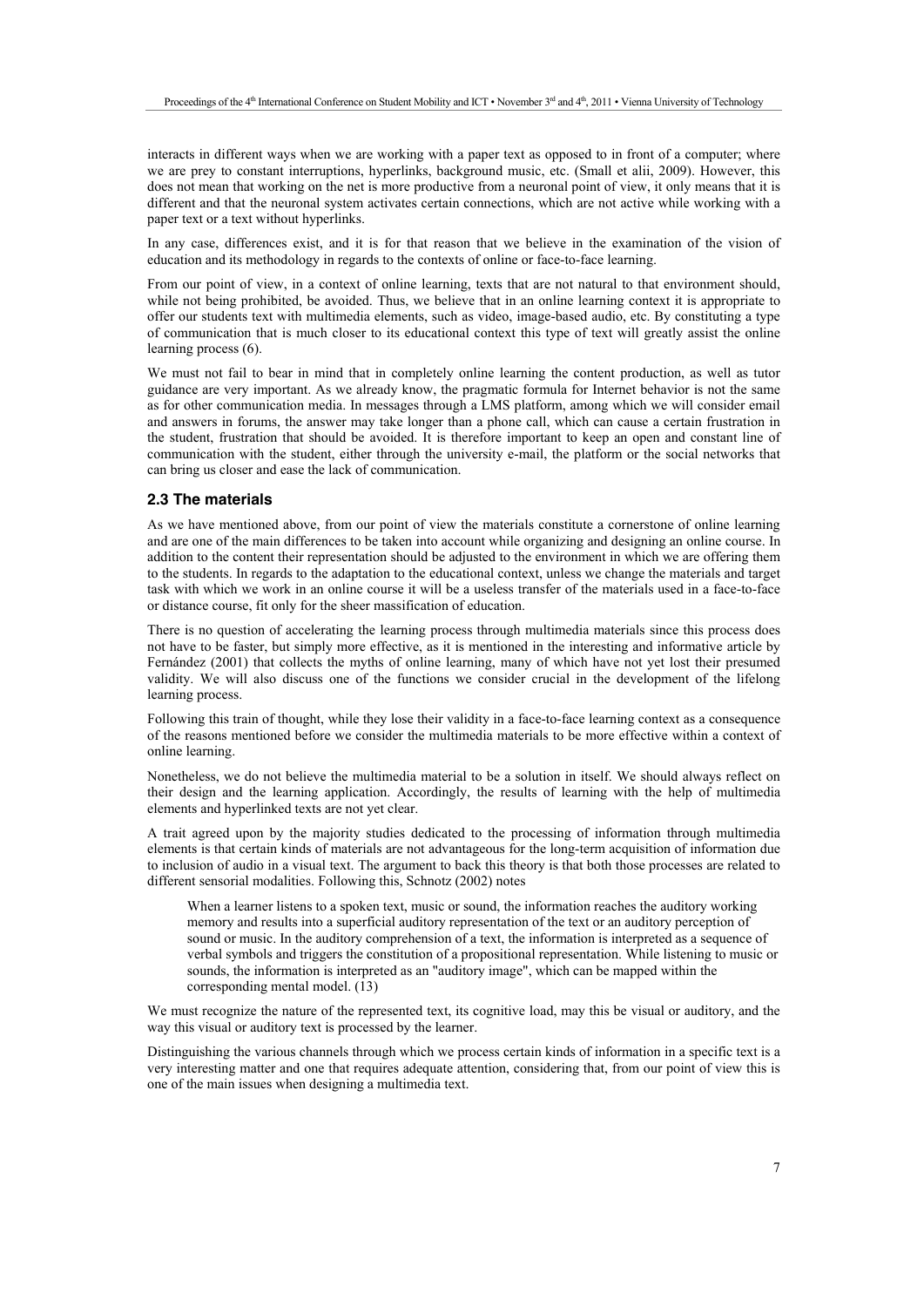interacts in different ways when we are working with a paper text as opposed to in front of a computer; where we are prey to constant interruptions, hyperlinks, background music, etc. (Small et alii, 2009). However, this does not mean that working on the net is more productive from a neuronal point of view, it only means that it is different and that the neuronal system activates certain connections, which are not active while working with a paper text or a text without hyperlinks.

In any case, differences exist, and it is for that reason that we believe in the examination of the vision of education and its methodology in regards to the contexts of online or face-to-face learning.

From our point of view, in a context of online learning, texts that are not natural to that environment should, while not being prohibited, be avoided. Thus, we believe that in an online learning context it is appropriate to offer our students text with multimedia elements, such as video, image-based audio, etc. By constituting a type of communication that is much closer to its educational context this type of text will greatly assist the online learning process (6).

We must not fail to bear in mind that in completely online learning the content production, as well as tutor guidance are very important. As we already know, the pragmatic formula for Internet behavior is not the same as for other communication media. In messages through a LMS platform, among which we will consider email and answers in forums, the answer may take longer than a phone call, which can cause a certain frustration in the student, frustration that should be avoided. It is therefore important to keep an open and constant line of communication with the student, either through the university e-mail, the platform or the social networks that can bring us closer and ease the lack of communication.

### 2.3 The materials

As we have mentioned above, from our point of view the materials constitute a cornerstone of online learning and are one of the main differences to be taken into account while organizing and designing an online course. In addition to the content their representation should be adjusted to the environment in which we are offering them to the students. In regards to the adaptation to the educational context, unless we change the materials and target task with which we work in an online course it will be a useless transfer of the materials used in a face-to-face or distance course, fit only for the sheer massification of education.

There is no question of accelerating the learning process through multimedia materials since this process does not have to be faster, but simply more effective, as it is mentioned in the interesting and informative article by Fernández (2001) that collects the myths of online learning, many of which have not yet lost their presumed validity. We will also discuss one of the functions we consider crucial in the development of the lifelong learning process.

Following this train of thought, while they lose their validity in a face-to-face learning context as a consequence of the reasons mentioned before we consider the multimedia materials to be more effective within a context of online learning.

Nonetheless, we do not believe the multimedia material to be a solution in itself. We should always reflect on their design and the learning application. Accordingly, the results of learning with the help of multimedia elements and hyperlinked texts are not yet clear.

A trait agreed upon by the majority studies dedicated to the processing of information through multimedia elements is that certain kinds of materials are not advantageous for the long-term acquisition of information due to inclusion of audio in a visual text. The argument to back this theory is that both those processes are related to different sensorial modalities. Following this, Schnotz (2002) notes

> When a learner listens to a spoken text, music or sound, the information reaches the auditory working memory and results into a superficial auditory representation of the text or an auditory perception of sound or music. In the auditory comprehension of a text, the information is interpreted as a sequence of verbal symbols and triggers the constitution of a propositional representation. While listening to music or sounds, the information is interpreted as an "auditory image", which can be mapped within the corresponding mental model. (13)

We must recognize the nature of the represented text, its cognitive load, may this be visual or auditory, and the way this visual or auditory text is processed by the learner.

Distinguishing the various channels through which we process certain kinds of information in a specific text is a very interesting matter and one that requires adequate attention, considering that, from our point of view this is one of the main issues when designing a multimedia text.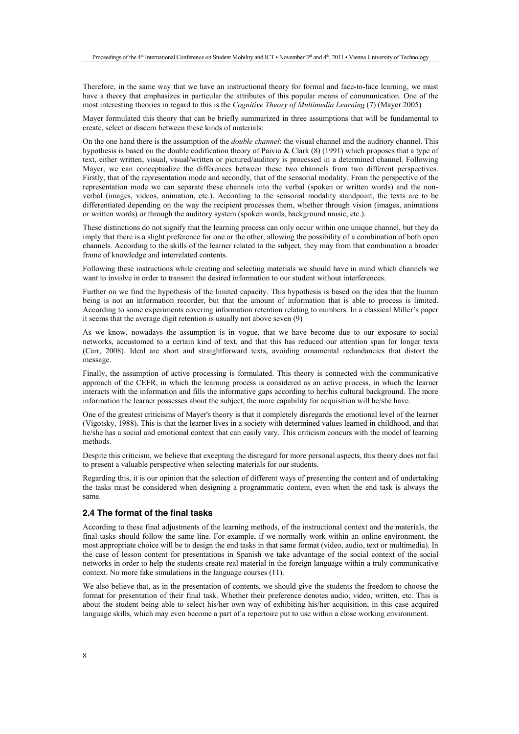Therefore, in the same way that we have an instructional theory for formal and face-to-face learning, we must have a theory that emphasizes in particular the attributes of this popular means of communication. One of the most interesting theories in regard to this is the *Cognitive Theory of Multimedia Learning* (7) (Mayer 2005)

Mayer formulated this theory that can be briefly summarized in three assumptions that will be fundamental to create, select or discern between these kinds of materials:

On the one hand there is the assumption of the *double channel*: the visual channel and the auditory channel. This hypothesis is based on the double codification theory of Paivio & Clark (8) (1991) which proposes that a type of text, either written, visual, visual/written or pictured/auditory is processed in a determined channel. Following Mayer, we can conceptualize the differences between these two channels from two different perspectives. Firstly, that of the representation mode and secondly, that of the sensorial modality. From the perspective of the representation mode we can separate these channels into the verbal (spoken or written words) and the non-verbal (images, videos, animation, etc.). According to the sensorial modality standpoint, the texts are to be differentiated depending on the way the recipient processes them, whether through vision (images, animations or written words) or through the auditory system (spoken words, background music, etc.).

These distinctions do not signify that the learning process can only occur within one unique channel, but they do imply that there is a slight preference for one or the other, allowing the possibility of a combination of both open channels. According to the skills of the learner related to the subject, they may from that combination a broader frame of knowledge and interrelated contents.

Following these instructions while creating and selecting materials we should have in mind which channels we want to involve in order to transmit the desired information to our student without interferences.

Further on we find the hypothesis of the limited capacity. This hypothesis is based on the idea that the human being is not an information recorder, but that the amount of information that is able to process is limited. According to some experiments covering information retention relating to numbers. In a classical Miller's paper it seems that the average digit retention is usually not above seven (9)

As we know, nowadays the assumption is in vogue, that we have become due to our exposure to social networks, accustomed to a certain kind of text, and that this has reduced our attention span for longer texts (Carr, 2008). Ideal are short and straightforward texts, avoiding ornamental redundancies that distort the message.

Finally, the assumption of active processing is formulated. This theory is connected with the communicative approach of the CEFR, in which the learning process is considered as an active process, in which the learner interacts with the information and fills the informative gaps according to her/his cultural background. The more information the learner possesses about the subject, the more capability for acquisition will he/she have.

One of the greatest criticisms of Mayer's theory is that it completely disregards the emotional level of the learner (Vigotsky, 1988). This is that the learner lives in a society with determined values learned in childhood, and that he/she has a social and emotional context that can easily vary. This criticism concurs with the model of learning methods.

Despite this criticism, we believe that excepting the disregard for more personal aspects, this theory does not fail to present a valuable perspective when selecting materials for our students.

Regarding this, it is our opinion that the selection of different ways of presenting the content and of undertaking the tasks must be considered when designing a programmatic content, even when the end task is always the same.

### 2.4 The format of the final tasks

According to these final adjustments of the learning methods, of the instructional context and the materials, the final tasks should follow the same line. For example, if we normally work within an online environment, the most appropriate choice will be to design the end tasks in that same format (video, audio, text or multimedia). In the case of lesson content for presentations in Spanish we take advantage of the social context of the social networks in order to help the students create real material in the foreign language within a truly communicative context. No more fake simulations in the language courses (11).

We also believe that, as in the presentation of contents, we should give the students the freedom to choose the format for presentation of their final task. Whether their preference denotes audio, video, written, etc. This is about the student being able to select his/her own way of exhibiting his/her acquisition, in this case acquired language skills, which may even become a part of a repertoire put to use within a close working environment.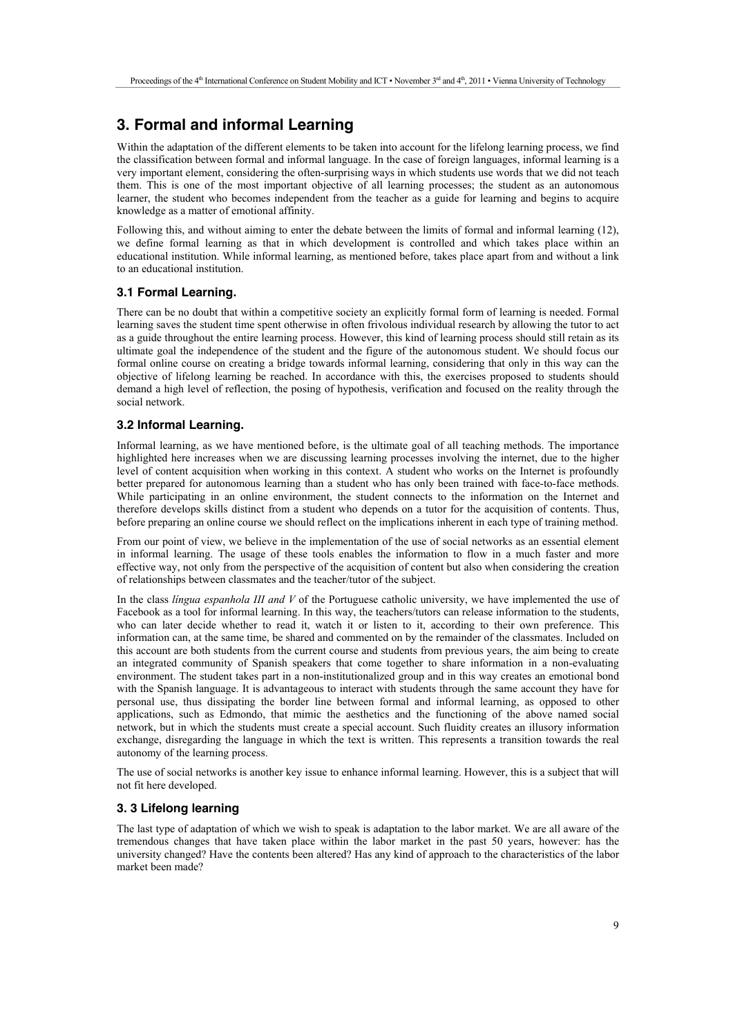## 3. Formal and informal Learning

Within the adaptation of the different elements to be taken into account for the lifelong learning process, we find the classification between formal and informal language. In the case of foreign languages, informal learning is a very important element, considering the often-surprising ways in which students use words that we did not teach them. This is one of the most important objective of all learning processes; the student as an autonomous learner, the student who becomes independent from the teacher as a guide for learning and begins to acquire knowledge as a matter of emotional affinity.

Following this, and without aiming to enter the debate between the limits of formal and informal learning (12), we define formal learning as that in which development is controlled and which takes place within an educational institution. While informal learning, as mentioned before, takes place apart from and without a link to an educational institution.

### 3.1 Formal Learning.

There can be no doubt that within a competitive society an explicitly formal form of learning is needed. Formal learning saves the student time spent otherwise in often frivolous individual research by allowing the tutor to act as a guide throughout the entire learning process. However, this kind of learning process should still retain as its ultimate goal the independence of the student and the figure of the autonomous student. We should focus our formal online course on creating a bridge towards informal learning, considering that only in this way can the objective of lifelong learning be reached. In accordance with this, the exercises proposed to students should demand a high level of reflection, the posing of hypothesis, verification and focused on the reality through the social network.

### 3.2 Informal Learning.

Informal learning, as we have mentioned before, is the ultimate goal of all teaching methods. The importance highlighted here increases when we are discussing learning processes involving the internet, due to the higher level of content acquisition when working in this context. A student who works on the Internet is profoundly better prepared for autonomous learning than a student who has only been trained with face-to-face methods. While participating in an online environment, the student connects to the information on the Internet and therefore develops skills distinct from a student who depends on a tutor for the acquisition of contents. Thus, before preparing an online course we should reflect on the implications inherent in each type of training method.

From our point of view, we believe in the implementation of the use of social networks as an essential element in informal learning. The usage of these tools enables the information to flow in a much faster and more effective way, not only from the perspective of the acquisition of content but also when considering the creation of relationships between classmates and the teacher/tutor of the subject.

In the class *língua espanhola III and V* of the Portuguese catholic university, we have implemented the use of Facebook as a tool for informal learning. In this way, the teachers/tutors can release information to the students, who can later decide whether to read it, watch it or listen to it, according to their own preference. This information can, at the same time, be shared and commented on by the remainder of the classmates. Included on this account are both students from the current course and students from previous years, the aim being to create an integrated community of Spanish speakers that come together to share information in a non-evaluating environment. The student takes part in a non-institutionalized group and in this way creates an emotional bond with the Spanish language. It is advantageous to interact with students through the same account they have for personal use, thus dissipating the border line between formal and informal learning, as opposed to other applications, such as Edmondo, that mimic the aesthetics and the functioning of the above named social network, but in which the students must create a special account. Such fluidity creates an illusory information exchange, disregarding the language in which the text is written. This represents a transition towards the real autonomy of the learning process.

The use of social networks is another key issue to enhance informal learning. However, this is a subject that will not fit here developed.

### 3. 3 Lifelong learning

The last type of adaptation of which we wish to speak is adaptation to the labor market. We are all aware of the tremendous changes that have taken place within the labor market in the past 50 years, however: has the university changed? Have the contents been altered? Has any kind of approach to the characteristics of the labor market been made?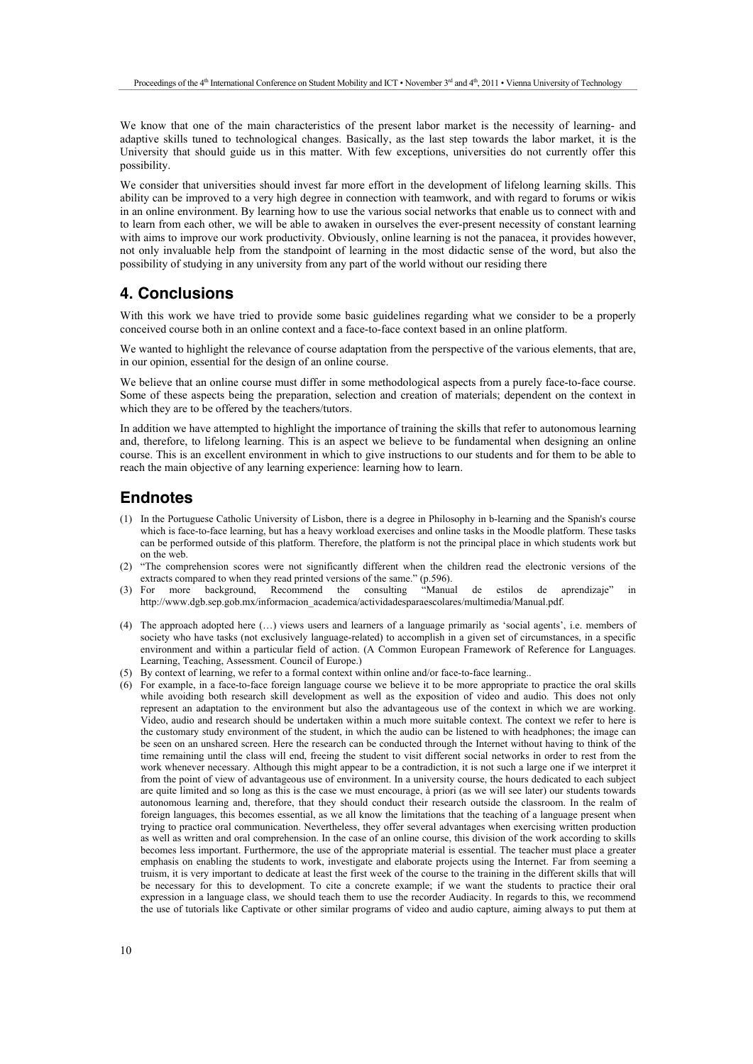We know that one of the main characteristics of the present labor market is the necessity of learning- and adaptive skills tuned to technological changes. Basically, as the last step towards the labor market, it is the University that should guide us in this matter. With few exceptions, universities do not currently offer this possibility.

We consider that universities should invest far more effort in the development of lifelong learning skills. This ability can be improved to a very high degree in connection with teamwork, and with regard to forums or wikis in an online environment. By learning how to use the various social networks that enable us to connect with and to learn from each other, we will be able to awaken in ourselves the ever-present necessity of constant learning with aims to improve our work productivity. Obviously, online learning is not the panacea, it provides however, not only invaluable help from the standpoint of learning in the most didactic sense of the word, but also the possibility of studying in any university from any part of the world without our residing there

## 4. Conclusions

With this work we have tried to provide some basic guidelines regarding what we consider to be a properly conceived course both in an online context and a face-to-face context based in an online platform.

We wanted to highlight the relevance of course adaptation from the perspective of the various elements, that are, in our opinion, essential for the design of an online course.

We believe that an online course must differ in some methodological aspects from a purely face-to-face course. Some of these aspects being the preparation, selection and creation of materials; dependent on the context in which they are to be offered by the teachers/tutors.

In addition we have attempted to highlight the importance of training the skills that refer to autonomous learning and, therefore, to lifelong learning. This is an aspect we believe to be fundamental when designing an online course. This is an excellent environment in which to give instructions to our students and for them to be able to reach the main objective of any learning experience: learning how to learn.

## Endnotes

(1) In the Portuguese Catholic University of Lisbon, there is a degree in Philosophy in b-learning and the Spanish's course which is face-to-face learning, but has a heavy workload exercises and online tasks in the Moodle platform. These tasks can be performed outside of this platform. Therefore, the platform is not the principal place in which students work but on the web.

(2) "The comprehension scores were not significantly different when the children read the electronic versions of the extracts compared to when they read printed versions of the same." (p.596).

(3) For more background, Recommend the consulting "Manual de estilos de aprendizaje" in http://www.dgb.sep.gob.mx/informacion_academica/actividadesparaescolares/multimedia/Manual.pdf.

(4) The approach adopted here (…) views users and learners of a language primarily as 'social agents', i.e. members of society who have tasks (not exclusively language-related) to accomplish in a given set of circumstances, in a specific environment and within a particular field of action. (A Common European Framework of Reference for Languages. Learning, Teaching, Assessment. Council of Europe.)

(5) By context of learning, we refer to a formal context within online and/or face-to-face learning..

(6) For example, in a face-to-face foreign language course we believe it to be more appropriate to practice the oral skills while avoiding both research skill development as well as the exposition of video and audio. This does not only represent an adaptation to the environment but also the advantageous use of the context in which we are working. Video, audio and research should be undertaken within a much more suitable context. The context we refer to here is the customary study environment of the student, in which the audio can be listened to with headphones; the image can be seen on an unshared screen. Here the research can be conducted through the Internet without having to think of the time remaining until the class will end, freeing the student to visit different social networks in order to rest from the work whenever necessary. Although this might appear to be a contradiction, it is not such a large one if we interpret it from the point of view of advantageous use of environment. In a university course, the hours dedicated to each subject are quite limited and so long as this is the case we must encourage, à priori (as we will see later) our students towards autonomous learning and, therefore, that they should conduct their research outside the classroom. In the realm of foreign languages, this becomes essential, as we all know the limitations that the teaching of a language present when trying to practice oral communication. Nevertheless, they offer several advantages when exercising written production as well as written and oral comprehension. In the case of an online course, this division of the work according to skills becomes less important. Furthermore, the use of the appropriate material is essential. The teacher must place a greater emphasis on enabling the students to work, investigate and elaborate projects using the Internet. Far from seeming a truism, it is very important to dedicate at least the first week of the course to the training in the different skills that will be necessary for this to development. To cite a concrete example; if we want the students to practice their oral expression in a language class, we should teach them to use the recorder Audiacity. In regards to this, we recommend the use of tutorials like Captivate or other similar programs of video and audio capture, aiming always to put them at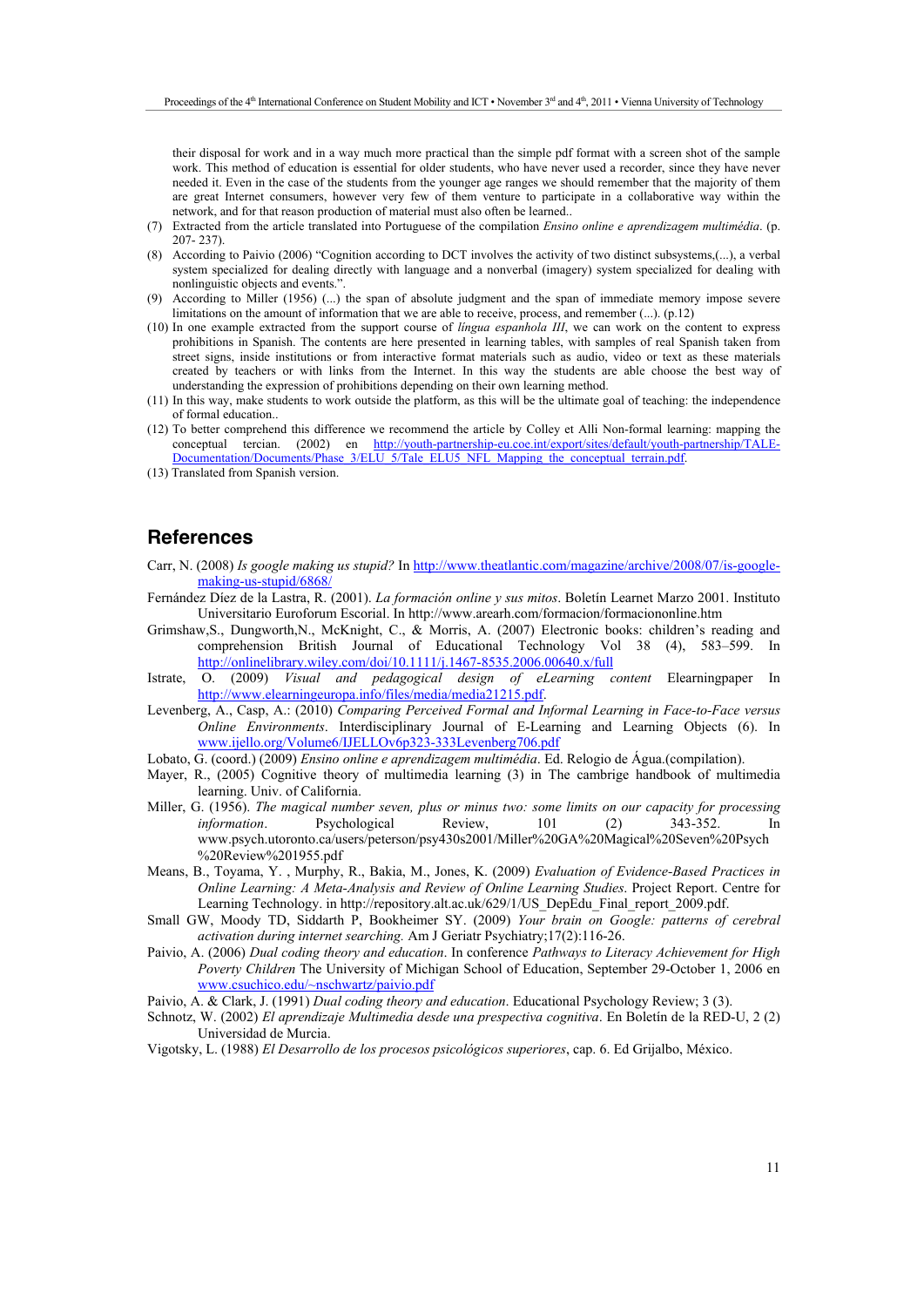their disposal for work and in a way much more practical than the simple pdf format with a screen shot of the sample work. This method of education is essential for older students, who have never used a recorder, since they have never needed it. Even in the case of the students from the younger age ranges we should remember that the majority of them are great Internet consumers, however very few of them venture to participate in a collaborative way within the network, and for that reason production of material must also often be learned..

(7) Extracted from the article translated into Portuguese of the compilation *Ensino online e aprendizagem multimédia*. (p. 207- 237).

(8) According to Paivio (2006) "Cognition according to DCT involves the activity of two distinct subsystems,(...), a verbal system specialized for dealing directly with language and a nonverbal (imagery) system specialized for dealing with nonlinguistic objects and events.".

(9) According to Miller (1956) (...) the span of absolute judgment and the span of immediate memory impose severe limitations on the amount of information that we are able to receive, process, and remember (...). (p.12)

(10) In one example extracted from the support course of *língua espanhola III*, we can work on the content to express prohibitions in Spanish. The contents are here presented in learning tables, with samples of real Spanish taken from street signs, inside institutions or from interactive format materials such as audio, video or text as these materials created by teachers or with links from the Internet. In this way the students are able choose the best way of understanding the expression of prohibitions depending on their own learning method.

(11) In this way, make students to work outside the platform, as this will be the ultimate goal of teaching: the independence of formal education..

(12) To better comprehend this difference we recommend the article by Colley et Alli Non-formal learning: mapping the conceptual tercian. (2002) en http://youth-partnership-eu.coe.int/export/sites/default/youth-partnership/TALE-Documentation/Documents/Phase_3/ELU_5/Tale_ELU5_NFL_Mapping_the_conceptual_terrain.pdf.

(13) Translated from Spanish version.

## References

Carr, N. (2008) *Is google making us stupid?* In http://www.theatlantic.com/magazine/archive/2008/07/is-google-making-us-stupid/6868/

Fernández Díez de la Lastra, R. (2001). *La formación online y sus mitos*. Boletín Learnet Marzo 2001. Instituto Universitario Euroforum Escorial. In http://www.arearh.com/formacion/formaciononline.htm

Grimshaw,S., Dungworth,N., McKnight, C., & Morris, A. (2007) Electronic books: children's reading and comprehension British Journal of Educational Technology Vol 38 (4), 583–599. In http://onlinelibrary.wiley.com/doi/10.1111/j.1467-8535.2006.00640.x/full

Istrate, O. (2009) *Visual and pedagogical design of eLearning content* Elearningpaper In http://www.elearningeuropa.info/files/media/media21215.pdf.

Levenberg, A., Casp, A.: (2010) *Comparing Perceived Formal and Informal Learning in Face-to-Face versus Online Environments*. Interdisciplinary Journal of E-Learning and Learning Objects (6). In www.ijello.org/Volume6/IJELLOv6p323-333Levenberg706.pdf

Lobato, G. (coord.) (2009) *Ensino online e aprendizagem multimédia*. Ed. Relogio de Água.(compilation).

Mayer, R., (2005) Cognitive theory of multimedia learning (3) in The cambrige handbook of multimedia learning. Univ. of California.

Miller, G. (1956). *The magical number seven, plus or minus two: some limits on our capacity for processing information*. Psychological Review, 101 (2) 343-352. In www.psych.utoronto.ca/users/peterson/psy430s2001/Miller%20GA%20Magical%20Seven%20Psych%20Review%201955.pdf

Means, B., Toyama, Y. , Murphy, R., Bakia, M., Jones, K. (2009) *Evaluation of Evidence-Based Practices in Online Learning: A Meta-Analysis and Review of Online Learning Studies*. Project Report. Centre for Learning Technology. in http://repository.alt.ac.uk/629/1/US_DepEdu_Final_report_2009.pdf.

Small GW, Moody TD, Siddarth P, Bookheimer SY. (2009) *Your brain on Google: patterns of cerebral activation during internet searching.* Am J Geriatr Psychiatry;17(2):116-26.

Paivio, A. (2006) *Dual coding theory and education*. In conference *Pathways to Literacy Achievement for High Poverty Children* The University of Michigan School of Education, September 29-October 1, 2006 en www.csuchico.edu/~nschwartz/paivio.pdf

Paivio, A. & Clark, J. (1991) *Dual coding theory and education*. Educational Psychology Review; 3 (3).

Schnotz, W. (2002) *El aprendizaje Multimedia desde una prespectiva cognitiva*. En Boletín de la RED-U, 2 (2) Universidad de Murcia.

Vigotsky, L. (1988) *El Desarrollo de los procesos psicológicos superiores*, cap. 6. Ed Grijalbo, México.